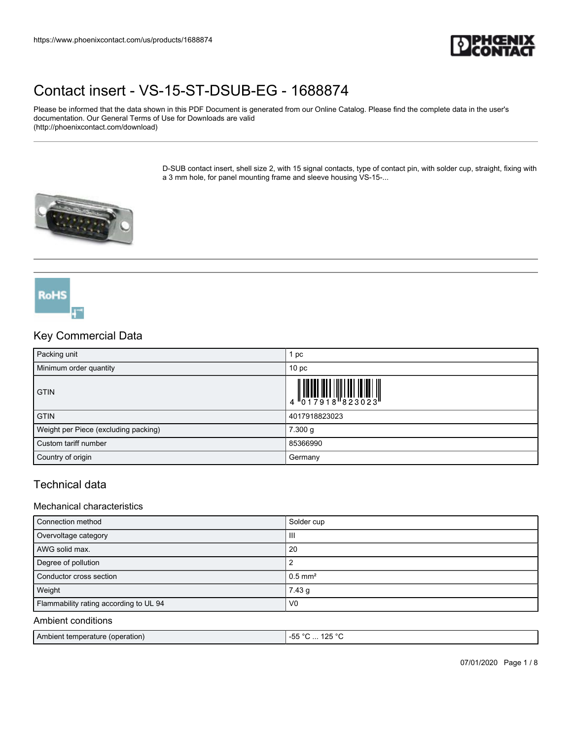https://www.phoenixcontact.com/us/products/1688874

# Contact insert - VS-15-ST-DSUB-EG - 1688874

Please be informed that the data shown in this PDF Document is generated from our Online Catalog. Please find the complete data in the user's documentation. Our General Terms of Use for Downloads are valid (http://phoenixcontact.com/download)

D-SUB contact insert, shell size 2, with 15 signal contacts, type of contact pin, with solder cup, straight, fixing with a 3 mm hole, for panel mounting frame and sleeve housing VS-15-...

## Key Commercial Data

| Packing unit | 1 pc |
|---|---|
| Minimum order quantity | 10 pc |
| GTIN | 4 017918 823023 |
| GTIN | 4017918823023 |
| Weight per Piece (excluding packing) | 7.300 g |
| Custom tariff number | 85366990 |
| Country of origin | Germany |

## Technical data

### Mechanical characteristics

| Connection method | Solder cup |
|---|---|
| Overvoltage category | III |
| AWG solid max. | 20 |
| Degree of pollution | 2 |
| Conductor cross section | 0.5 mm² |
| Weight | 7.43 g |
| Flammability rating according to UL 94 | V0 |

### Ambient conditions

| Ambient temperature (operation) | -55 °C ... 125 °C |
|---|---|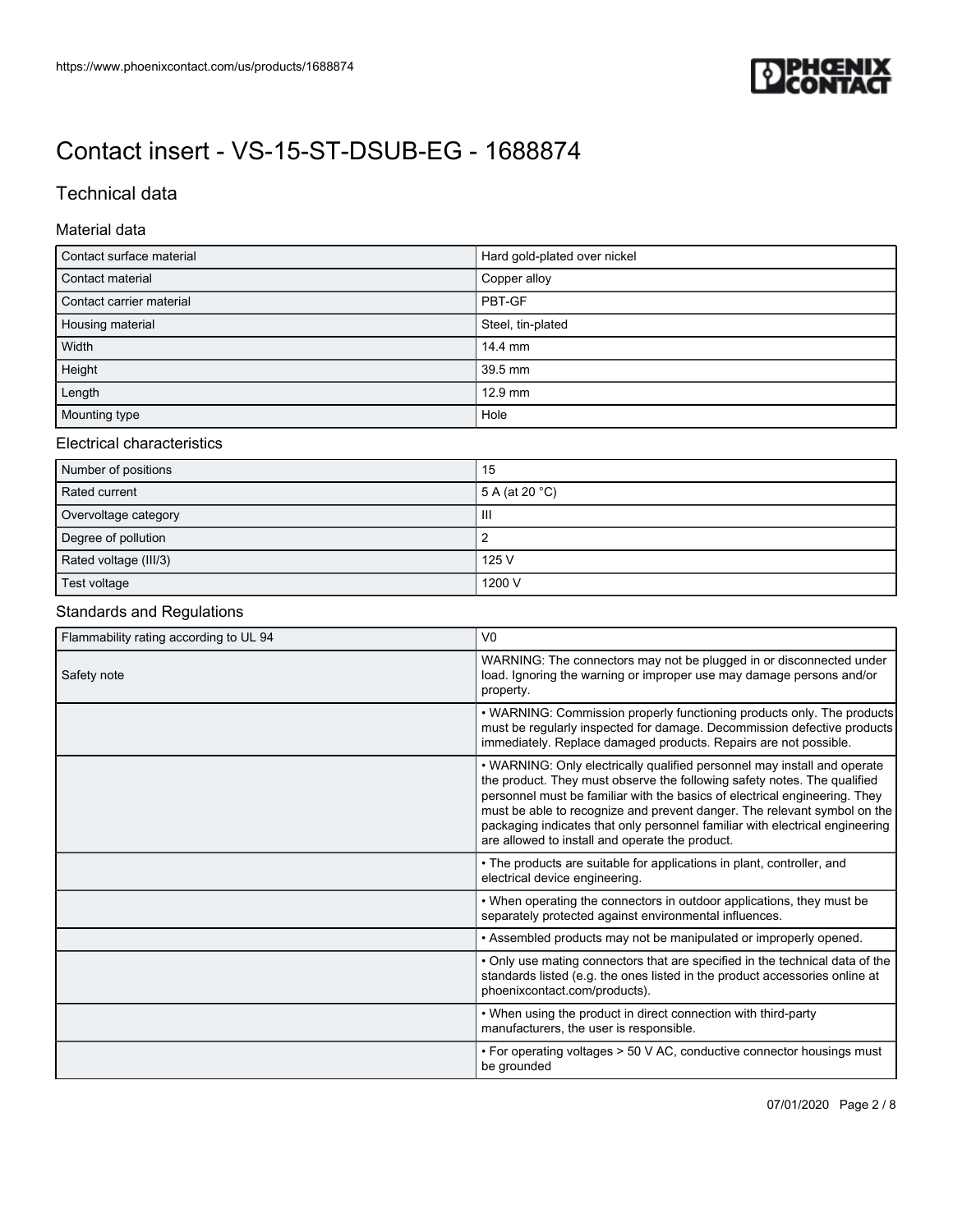# Contact insert - VS-15-ST-DSUB-EG - 1688874

## Technical data

### Material data

| | |
|---|---|
| Contact surface material | Hard gold-plated over nickel |
| Contact material | Copper alloy |
| Contact carrier material | PBT-GF |
| Housing material | Steel, tin-plated |
| Width | 14.4 mm |
| Height | 39.5 mm |
| Length | 12.9 mm |
| Mounting type | Hole |

### Electrical characteristics

| | |
|---|---|
| Number of positions | 15 |
| Rated current | 5 A (at 20 °C) |
| Overvoltage category | III |
| Degree of pollution | 2 |
| Rated voltage (III/3) | 125 V |
| Test voltage | 1200 V |

### Standards and Regulations

| | |
|---|---|
| Flammability rating according to UL 94 | V0 |
| Safety note | WARNING: The connectors may not be plugged in or disconnected under load. Ignoring the warning or improper use may damage persons and/or property. |
| | • WARNING: Commission properly functioning products only. The products must be regularly inspected for damage. Decommission defective products immediately. Replace damaged products. Repairs are not possible. |
| | • WARNING: Only electrically qualified personnel may install and operate the product. They must observe the following safety notes. The qualified personnel must be familiar with the basics of electrical engineering. They must be able to recognize and prevent danger. The relevant symbol on the packaging indicates that only personnel familiar with electrical engineering are allowed to install and operate the product. |
| | • The products are suitable for applications in plant, controller, and electrical device engineering. |
| | • When operating the connectors in outdoor applications, they must be separately protected against environmental influences. |
| | • Assembled products may not be manipulated or improperly opened. |
| | • Only use mating connectors that are specified in the technical data of the standards listed (e.g. the ones listed in the product accessories online at phoenixcontact.com/products). |
| | • When using the product in direct connection with third-party manufacturers, the user is responsible. |
| | • For operating voltages > 50 V AC, conductive connector housings must be grounded |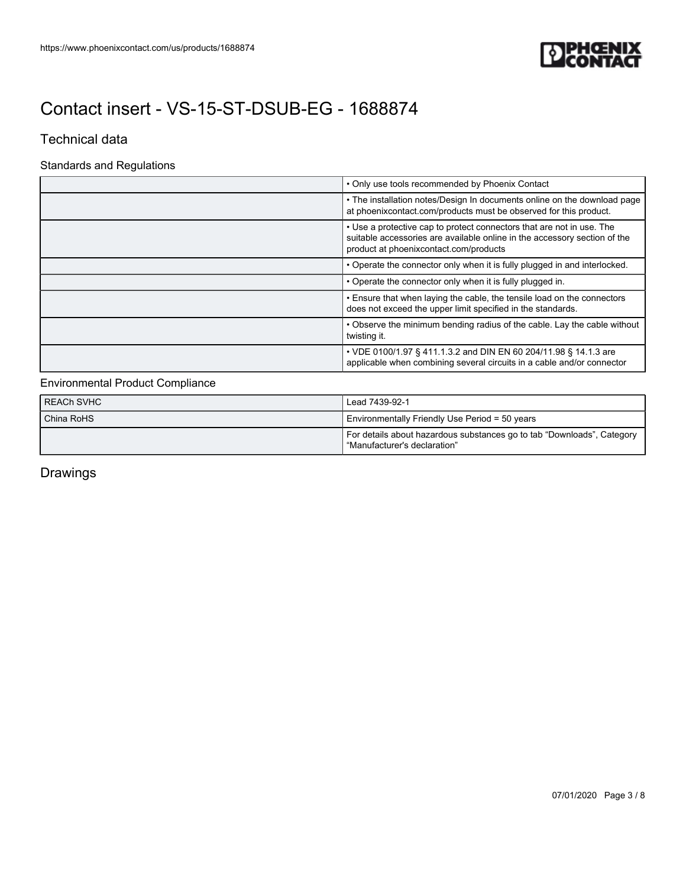# Contact insert - VS-15-ST-DSUB-EG - 1688874

## Technical data

### Standards and Regulations

| | |
|---|---|
| | • Only use tools recommended by Phoenix Contact |
| | • The installation notes/Design In documents online on the download page at phoenixcontact.com/products must be observed for this product. |
| | • Use a protective cap to protect connectors that are not in use. The suitable accessories are available online in the accessory section of the product at phoenixcontact.com/products |
| | • Operate the connector only when it is fully plugged in and interlocked. |
| | • Operate the connector only when it is fully plugged in. |
| | • Ensure that when laying the cable, the tensile load on the connectors does not exceed the upper limit specified in the standards. |
| | • Observe the minimum bending radius of the cable. Lay the cable without twisting it. |
| | • VDE 0100/1.97 § 411.1.3.2 and DIN EN 60 204/11.98 § 14.1.3 are applicable when combining several circuits in a cable and/or connector |

### Environmental Product Compliance

| | |
|---|---|
| REACh SVHC | Lead 7439-92-1 |
| China RoHS | Environmentally Friendly Use Period = 50 years |
| | For details about hazardous substances go to tab “Downloads”, Category “Manufacturer's declaration” |

## Drawings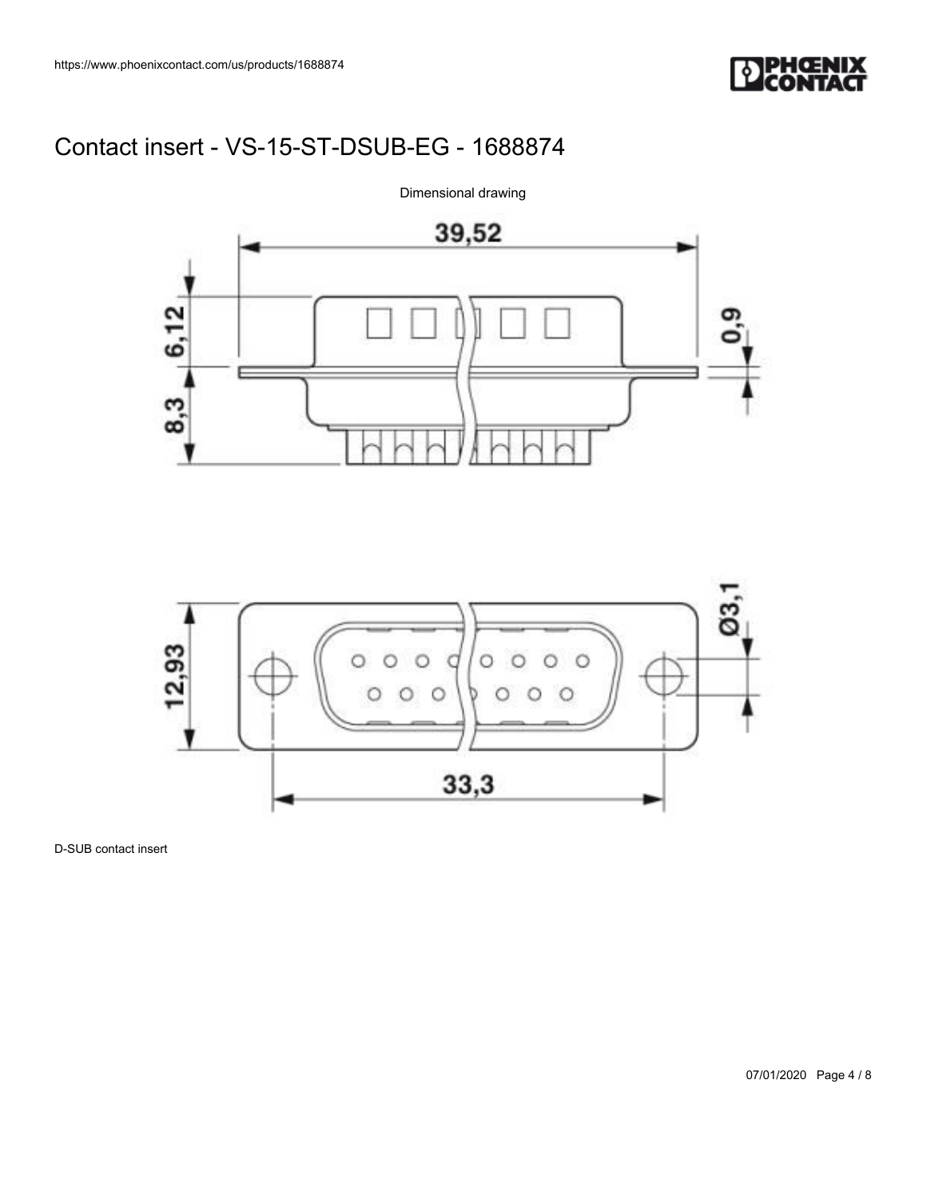# Contact insert - VS-15-ST-DSUB-EG - 1688874

Dimensional drawing

D-SUB contact insert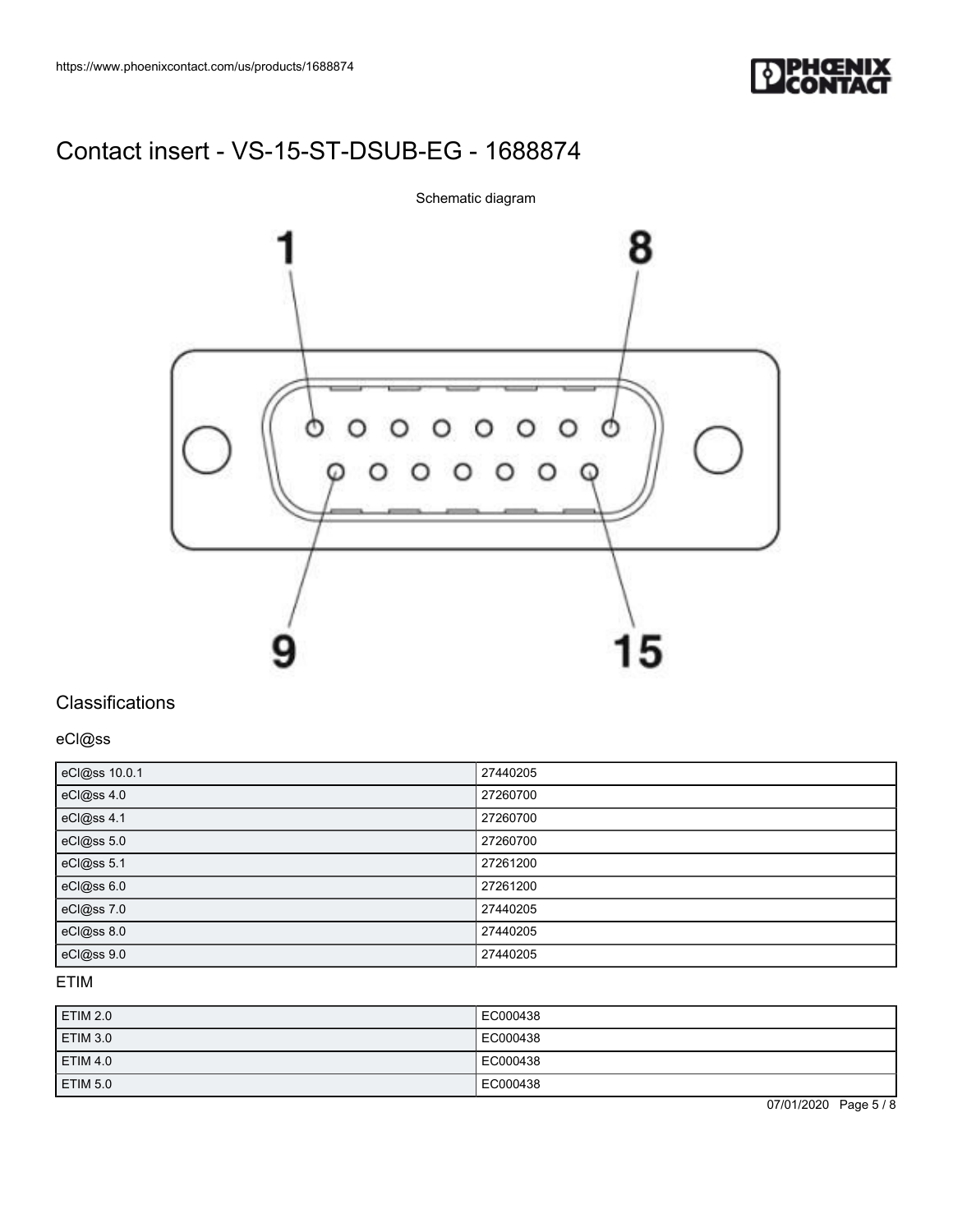# Contact insert - VS-15-ST-DSUB-EG - 1688874

Schematic diagram

1 8

9 15

## Classifications

### eCl@ss

| | |
|---|---|
| eCl@ss 10.0.1 | 27440205 |
| eCl@ss 4.0 | 27260700 |
| eCl@ss 4.1 | 27260700 |
| eCl@ss 5.0 | 27260700 |
| eCl@ss 5.1 | 27261200 |
| eCl@ss 6.0 | 27261200 |
| eCl@ss 7.0 | 27440205 |
| eCl@ss 8.0 | 27440205 |
| eCl@ss 9.0 | 27440205 |

### ETIM

| | |
|---|---|
| ETIM 2.0 | EC000438 |
| ETIM 3.0 | EC000438 |
| ETIM 4.0 | EC000438 |
| ETIM 5.0 | EC000438 |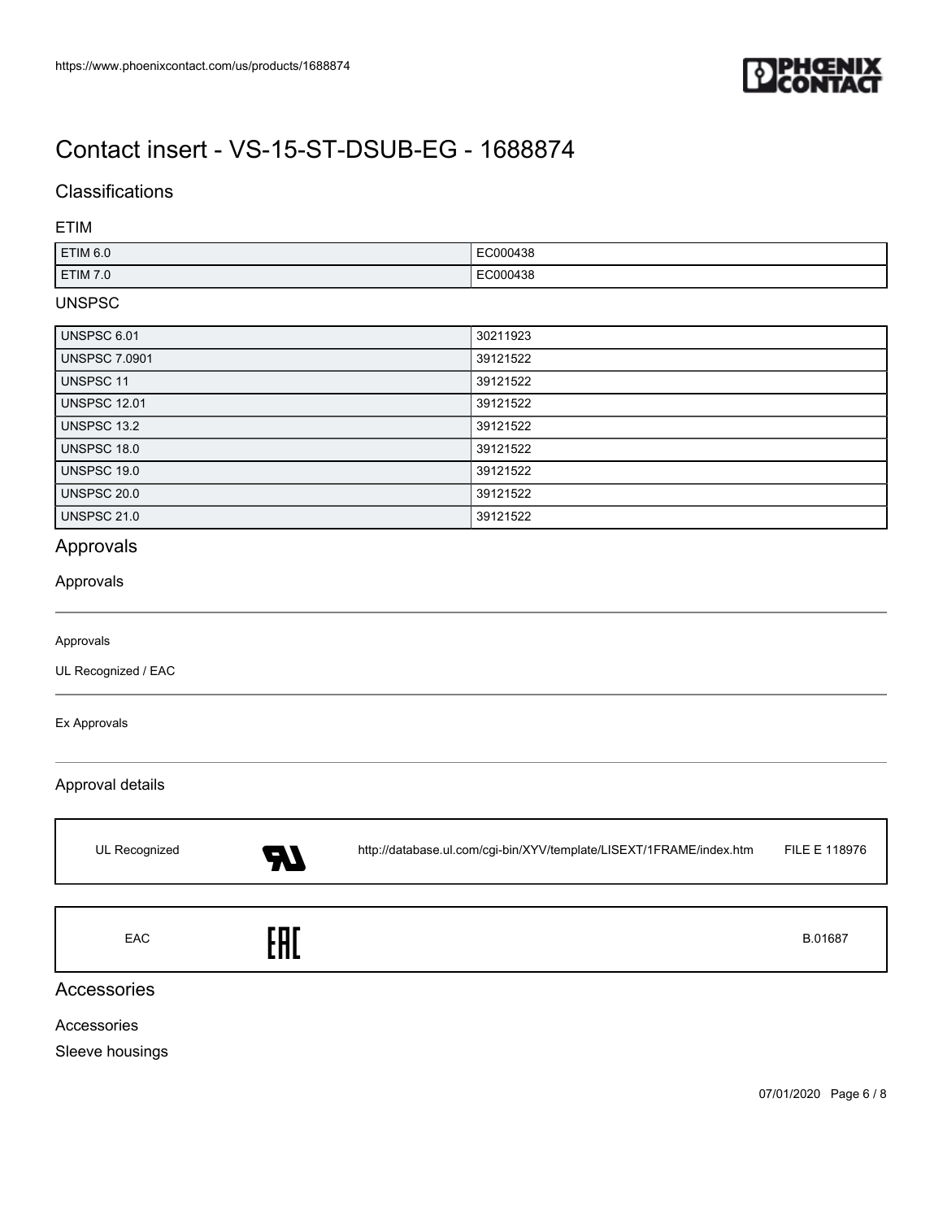# Contact insert - VS-15-ST-DSUB-EG - 1688874

## Classifications

### ETIM

| | |
|---|---|
| ETIM 6.0 | EC000438 |
| ETIM 7.0 | EC000438 |

### UNSPSC

| | |
|---|---|
| UNSPSC 6.01 | 30211923 |
| UNSPSC 7.0901 | 39121522 |
| UNSPSC 11 | 39121522 |
| UNSPSC 12.01 | 39121522 |
| UNSPSC 13.2 | 39121522 |
| UNSPSC 18.0 | 39121522 |
| UNSPSC 19.0 | 39121522 |
| UNSPSC 20.0 | 39121522 |
| UNSPSC 21.0 | 39121522 |

## Approvals

### Approvals

Approvals

UL Recognized / EAC

Ex Approvals

### Approval details

| | | |
|---|---|---|
| UL Recognized | http://database.ul.com/cgi-bin/XYV/template/LISEXT/1FRAME/index.htm | FILE E 118976 |

| | | |
|---|---|---|
| EAC | | B.01687 |

## Accessories

### Accessories

Sleeve housings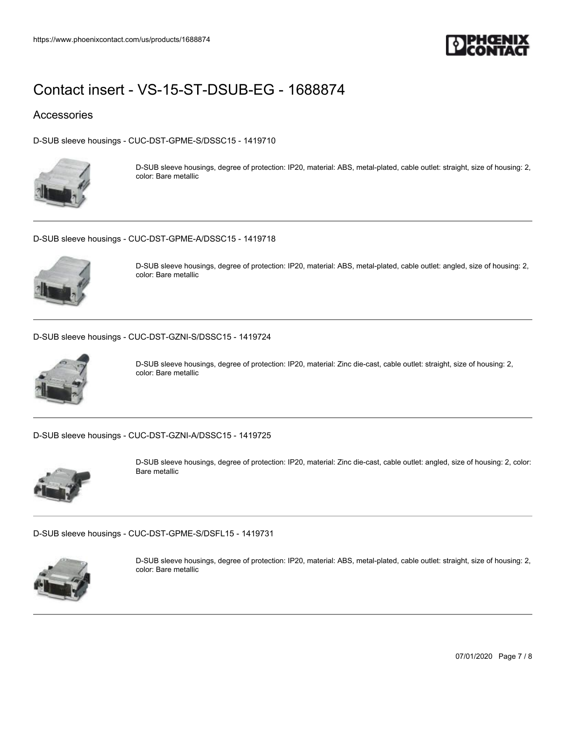# Contact insert - VS-15-ST-DSUB-EG - 1688874

## Accessories

D-SUB sleeve housings - CUC-DST-GPME-S/DSSC15 - 1419710

D-SUB sleeve housings, degree of protection: IP20, material: ABS, metal-plated, cable outlet: straight, size of housing: 2, color: Bare metallic

D-SUB sleeve housings - CUC-DST-GPME-A/DSSC15 - 1419718

D-SUB sleeve housings, degree of protection: IP20, material: ABS, metal-plated, cable outlet: angled, size of housing: 2, color: Bare metallic

D-SUB sleeve housings - CUC-DST-GZNI-S/DSSC15 - 1419724

D-SUB sleeve housings, degree of protection: IP20, material: Zinc die-cast, cable outlet: straight, size of housing: 2, color: Bare metallic

D-SUB sleeve housings - CUC-DST-GZNI-A/DSSC15 - 1419725

D-SUB sleeve housings, degree of protection: IP20, material: Zinc die-cast, cable outlet: angled, size of housing: 2, color: Bare metallic

D-SUB sleeve housings - CUC-DST-GPME-S/DSFL15 - 1419731

D-SUB sleeve housings, degree of protection: IP20, material: ABS, metal-plated, cable outlet: straight, size of housing: 2, color: Bare metallic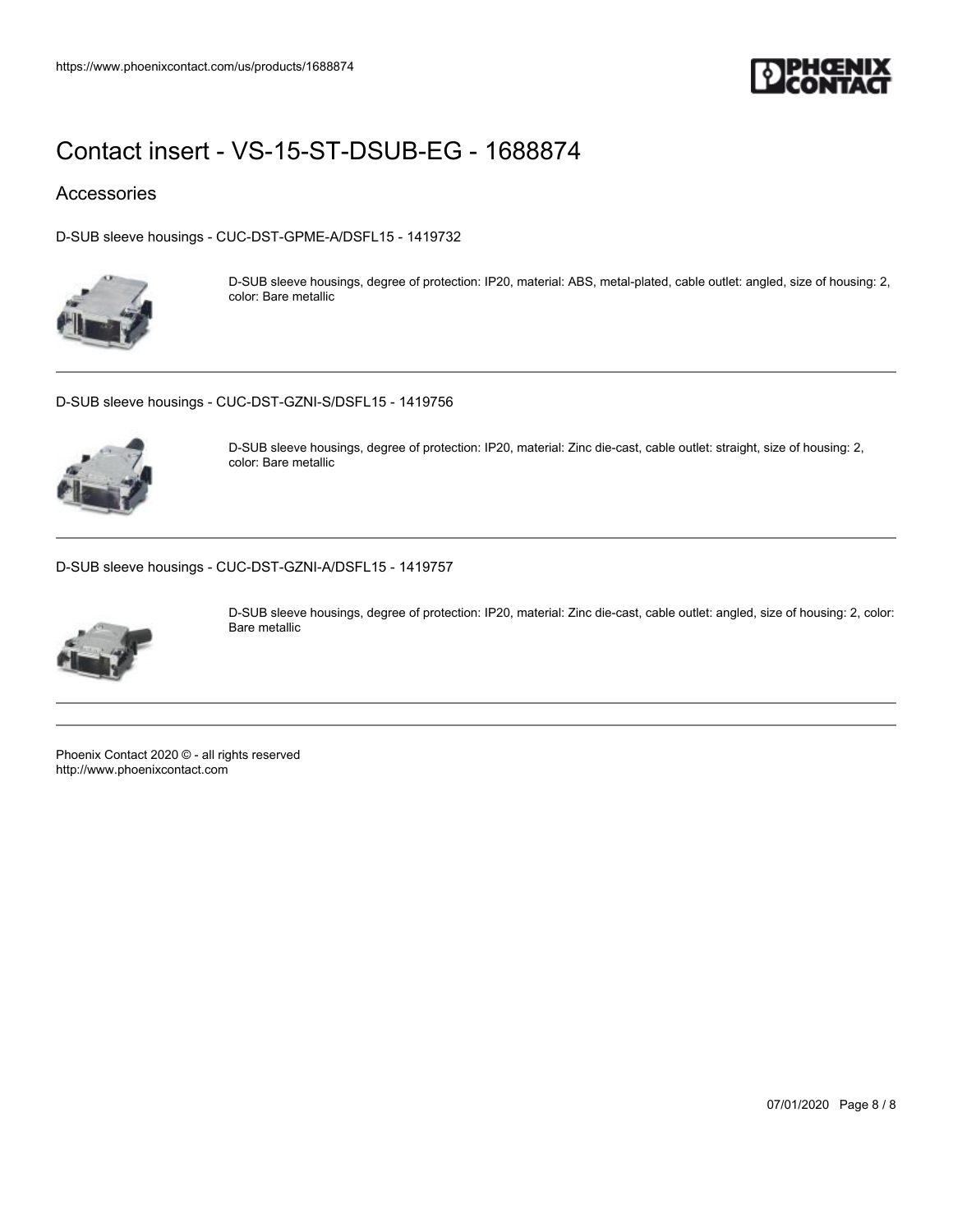# Contact insert - VS-15-ST-DSUB-EG - 1688874

## Accessories

D-SUB sleeve housings - CUC-DST-GPME-A/DSFL15 - 1419732

D-SUB sleeve housings, degree of protection: IP20, material: ABS, metal-plated, cable outlet: angled, size of housing: 2, color: Bare metallic

---

D-SUB sleeve housings - CUC-DST-GZNI-S/DSFL15 - 1419756

D-SUB sleeve housings, degree of protection: IP20, material: Zinc die-cast, cable outlet: straight, size of housing: 2, color: Bare metallic

---

D-SUB sleeve housings - CUC-DST-GZNI-A/DSFL15 - 1419757

D-SUB sleeve housings, degree of protection: IP20, material: Zinc die-cast, cable outlet: angled, size of housing: 2, color: Bare metallic

---

Phoenix Contact 2020 © - all rights reserved
http://www.phoenixcontact.com